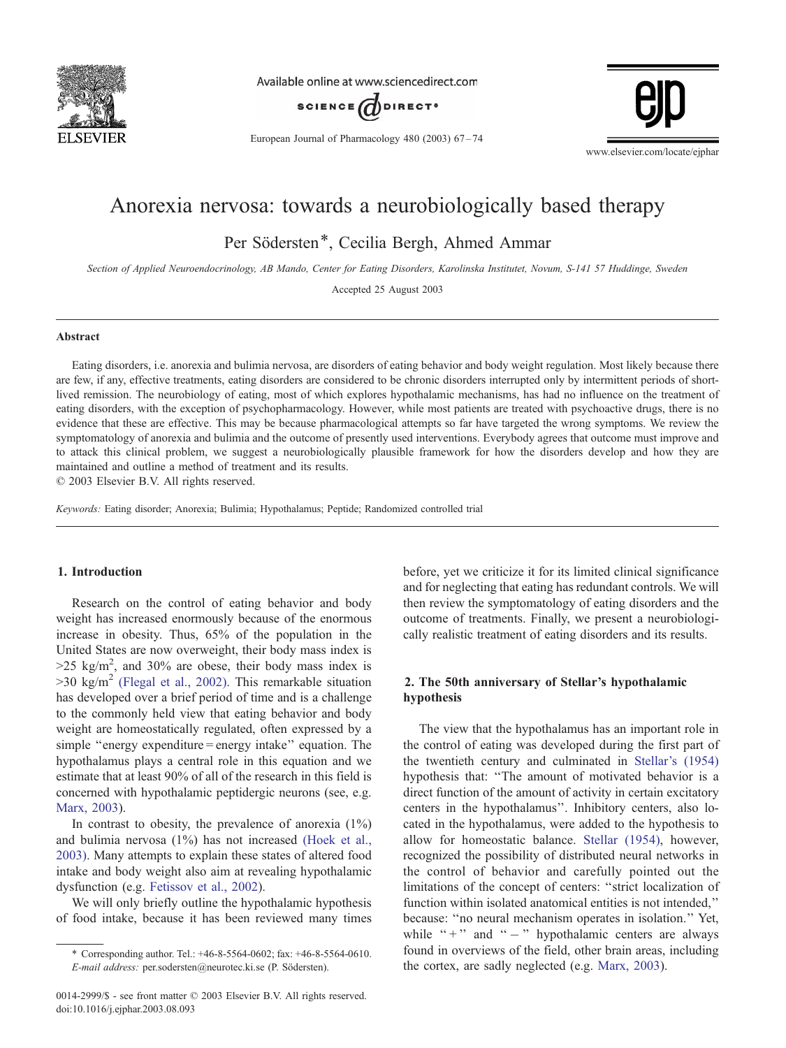# Anorexia nervosa: towards a neurobiologically based therapy

Per Södersten*, Cecilia Bergh, Ahmed Ammar

*Section of Applied Neuroendocrinology, AB Mando, Center for Eating Disorders, Karolinska Institutet, Novum, S-141 57 Huddinge, Sweden*

Accepted 25 August 2003

## Abstract

Eating disorders, i.e. anorexia and bulimia nervosa, are disorders of eating behavior and body weight regulation. Most likely because there are few, if any, effective treatments, eating disorders are considered to be chronic disorders interrupted only by intermittent periods of short-lived remission. The neurobiology of eating, most of which explores hypothalamic mechanisms, has had no influence on the treatment of eating disorders, with the exception of psychopharmacology. However, while most patients are treated with psychoactive drugs, there is no evidence that these are effective. This may be because pharmacological attempts so far have targeted the wrong symptoms. We review the symptomatology of anorexia and bulimia and the outcome of presently used interventions. Everybody agrees that outcome must improve and to attack this clinical problem, we suggest a neurobiologically plausible framework for how the disorders develop and how they are maintained and outline a method of treatment and its results.

© 2003 Elsevier B.V. All rights reserved.

*Keywords:* Eating disorder; Anorexia; Bulimia; Hypothalamus; Peptide; Randomized controlled trial

## 1. Introduction

Research on the control of eating behavior and body weight has increased enormously because of the enormous increase in obesity. Thus, 65% of the population in the United States are now overweight, their body mass index is >25 kg/m$^2$, and 30% are obese, their body mass index is >30 kg/m$^2$ (Flegal et al., 2002). This remarkable situation has developed over a brief period of time and is a challenge to the commonly held view that eating behavior and body weight are homeostatically regulated, often expressed by a simple "energy expenditure = energy intake" equation. The hypothalamus plays a central role in this equation and we estimate that at least 90% of all of the research in this field is concerned with hypothalamic peptidergic neurons (see, e.g. Marx, 2003).

In contrast to obesity, the prevalence of anorexia (1%) and bulimia nervosa (1%) has not increased (Hoek et al., 2003). Many attempts to explain these states of altered food intake and body weight also aim at revealing hypothalamic dysfunction (e.g. Fetissov et al., 2002).

We will only briefly outline the hypothalamic hypothesis of food intake, because it has been reviewed many times before, yet we criticize it for its limited clinical significance and for neglecting that eating has redundant controls. We will then review the symptomatology of eating disorders and the outcome of treatments. Finally, we present a neurobiologically realistic treatment of eating disorders and its results.

## 2. The 50th anniversary of Stellar's hypothalamic hypothesis

The view that the hypothalamus has an important role in the control of eating was developed during the first part of the twentieth century and culminated in Stellar's (1954) hypothesis that: "The amount of motivated behavior is a direct function of the amount of activity in certain excitatory centers in the hypothalamus". Inhibitory centers, also located in the hypothalamus, were added to the hypothesis to allow for homeostatic balance. Stellar (1954), however, recognized the possibility of distributed neural networks in the control of behavior and carefully pointed out the limitations of the concept of centers: "strict localization of function within isolated anatomical entities is not intended," because: "no neural mechanism operates in isolation." Yet, while "+" and "−" hypothalamic centers are always found in overviews of the field, other brain areas, including the cortex, are sadly neglected (e.g. Marx, 2003).

---

* Corresponding author. Tel.: +46-8-5564-0602; fax: +46-8-5564-0610. *E-mail address:* per.sodersten@neurotec.ki.se (P. Södersten).

0014-2999/$ - see front matter © 2003 Elsevier B.V. All rights reserved.
doi:10.1016/j.ejphar.2003.08.093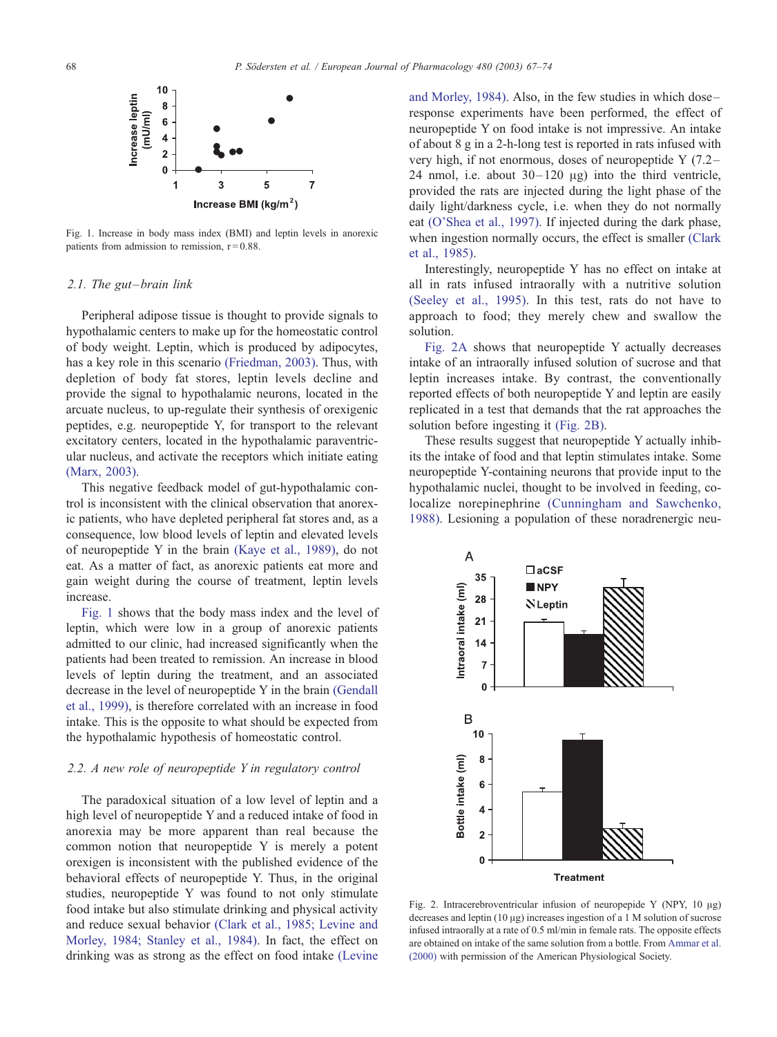Fig. 1. Increase in body mass index (BMI) and leptin levels in anorexic patients from admission to remission, r = 0.88.

### 2.1. The gut–brain link

Peripheral adipose tissue is thought to provide signals to hypothalamic centers to make up for the homeostatic control of body weight. Leptin, which is produced by adipocytes, has a key role in this scenario (Friedman, 2003). Thus, with depletion of body fat stores, leptin levels decline and provide the signal to hypothalamic neurons, located in the arcuate nucleus, to up-regulate their synthesis of orexigenic peptides, e.g. neuropeptide Y, for transport to the relevant excitatory centers, located in the hypothalamic paraventricular nucleus, and activate the receptors which initiate eating (Marx, 2003).

This negative feedback model of gut-hypothalamic control is inconsistent with the clinical observation that anorexic patients, who have depleted peripheral fat stores and, as a consequence, low blood levels of leptin and elevated levels of neuropeptide Y in the brain (Kaye et al., 1989), do not eat. As a matter of fact, as anorexic patients eat more and gain weight during the course of treatment, leptin levels increase.

Fig. 1 shows that the body mass index and the level of leptin, which were low in a group of anorexic patients admitted to our clinic, had increased significantly when the patients had been treated to remission. An increase in blood levels of leptin during the treatment, and an associated decrease in the level of neuropeptide Y in the brain (Gendall et al., 1999), is therefore correlated with an increase in food intake. This is the opposite to what should be expected from the hypothalamic hypothesis of homeostatic control.

### 2.2. A new role of neuropeptide Y in regulatory control

The paradoxical situation of a low level of leptin and a high level of neuropeptide Y and a reduced intake of food in anorexia may be more apparent than real because the common notion that neuropeptide Y is merely a potent orexigen is inconsistent with the published evidence of the behavioral effects of neuropeptide Y. Thus, in the original studies, neuropeptide Y was found to not only stimulate food intake but also stimulate drinking and physical activity and reduce sexual behavior (Clark et al., 1985; Levine and Morley, 1984; Stanley et al., 1984). In fact, the effect on drinking was as strong as the effect on food intake (Levine and Morley, 1984). Also, in the few studies in which dose–response experiments have been performed, the effect of neuropeptide Y on food intake is not impressive. An intake of about 8 g in a 2-h-long test is reported in rats infused with very high, if not enormous, doses of neuropeptide Y (7.2–24 nmol, i.e. about 30–120 μg) into the third ventricle, provided the rats are injected during the light phase of the daily light/darkness cycle, i.e. when they do not normally eat (O'Shea et al., 1997). If injected during the dark phase, when ingestion normally occurs, the effect is smaller (Clark et al., 1985).

Interestingly, neuropeptide Y has no effect on intake at all in rats infused intraorally with a nutritive solution (Seeley et al., 1995). In this test, rats do not have to approach to food; they merely chew and swallow the solution.

Fig. 2A shows that neuropeptide Y actually decreases intake of an intraorally infused solution of sucrose and that leptin increases intake. By contrast, the conventionally reported effects of both neuropeptide Y and leptin are easily replicated in a test that demands that the rat approaches the solution before ingesting it (Fig. 2B).

These results suggest that neuropeptide Y actually inhibits the intake of food and that leptin stimulates intake. Some neuropeptide Y-containing neurons that provide input to the hypothalamic nuclei, thought to be involved in feeding, co-localize norepinephrine (Cunningham and Sawchenko, 1988). Lesioning a population of these noradrenergic neu-

Fig. 2. Intracerebroventricular infusion of neuropepide Y (NPY, 10 μg) decreases and leptin (10 μg) increases ingestion of a 1 M solution of sucrose infused intraorally at a rate of 0.5 ml/min in female rats. The opposite effects are obtained on intake of the same solution from a bottle. From Ammar et al. (2000) with permission of the American Physiological Society.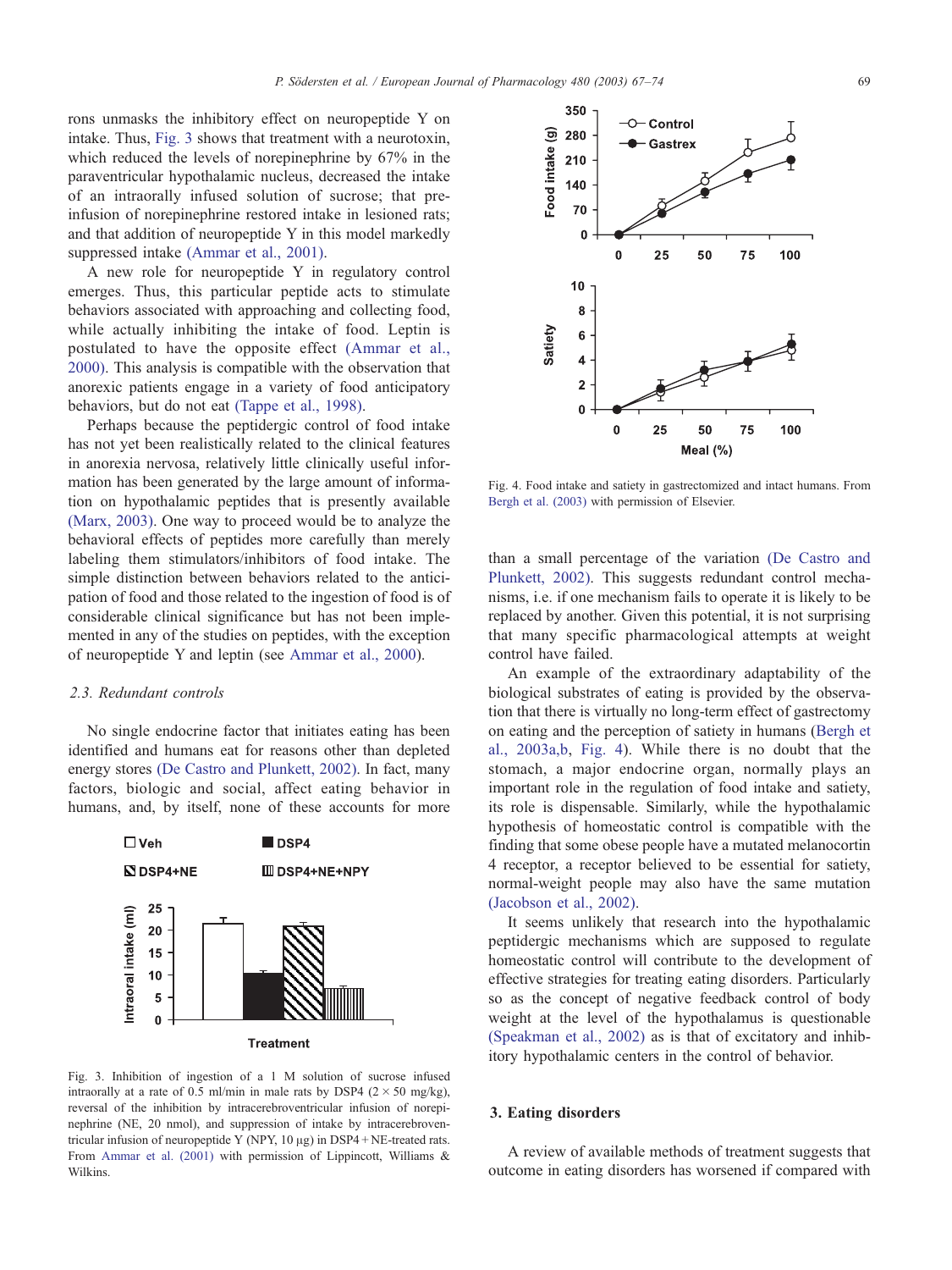rons unmasks the inhibitory effect on neuropeptide Y on intake. Thus, Fig. 3 shows that treatment with a neurotoxin, which reduced the levels of norepinephrine by 67% in the paraventricular hypothalamic nucleus, decreased the intake of an intraorally infused solution of sucrose; that pre-infusion of norepinephrine restored intake in lesioned rats; and that addition of neuropeptide Y in this model markedly suppressed intake (Ammar et al., 2001).

A new role for neuropeptide Y in regulatory control emerges. Thus, this particular peptide acts to stimulate behaviors associated with approaching and collecting food, while actually inhibiting the intake of food. Leptin is postulated to have the opposite effect (Ammar et al., 2000). This analysis is compatible with the observation that anorexic patients engage in a variety of food anticipatory behaviors, but do not eat (Tappe et al., 1998).

Perhaps because the peptidergic control of food intake has not yet been realistically related to the clinical features in anorexia nervosa, relatively little clinically useful information has been generated by the large amount of information on hypothalamic peptides that is presently available (Marx, 2003). One way to proceed would be to analyze the behavioral effects of peptides more carefully than merely labeling them stimulators/inhibitors of food intake. The simple distinction between behaviors related to the anticipation of food and those related to the ingestion of food is of considerable clinical significance but has not been implemented in any of the studies on peptides, with the exception of neuropeptide Y and leptin (see Ammar et al., 2000).

### 2.3. Redundant controls

No single endocrine factor that initiates eating has been identified and humans eat for reasons other than depleted energy stores (De Castro and Plunkett, 2002). In fact, many factors, biologic and social, affect eating behavior in humans, and, by itself, none of these accounts for more than a small percentage of the variation (De Castro and Plunkett, 2002). This suggests redundant control mechanisms, i.e. if one mechanism fails to operate it is likely to be replaced by another. Given this potential, it is not surprising that many specific pharmacological attempts at weight control have failed.

Fig. 3. Inhibition of ingestion of a 1 M solution of sucrose infused intraorally at a rate of 0.5 ml/min in male rats by DSP4 (2 × 50 mg/kg), reversal of the inhibition by intracerebroventricular infusion of norepinephrine (NE, 20 nmol), and suppression of intake by intracerebroventricular infusion of neuropeptide Y (NPY, 10 μg) in DSP4 + NE-treated rats. From Ammar et al. (2001) with permission of Lippincott, Williams & Wilkins.

Fig. 4. Food intake and satiety in gastrectomized and intact humans. From Bergh et al. (2003) with permission of Elsevier.

An example of the extraordinary adaptability of the biological substrates of eating is provided by the observation that there is virtually no long-term effect of gastrectomy on eating and the perception of satiety in humans (Bergh et al., 2003a,b, Fig. 4). While there is no doubt that the stomach, a major endocrine organ, normally plays an important role in the regulation of food intake and satiety, its role is dispensable. Similarly, while the hypothalamic hypothesis of homeostatic control is compatible with the finding that some obese people have a mutated melanocortin 4 receptor, a receptor believed to be essential for satiety, normal-weight people may also have the same mutation (Jacobson et al., 2002).

It seems unlikely that research into the hypothalamic peptidergic mechanisms which are supposed to regulate homeostatic control will contribute to the development of effective strategies for treating eating disorders. Particularly so as the concept of negative feedback control of body weight at the level of the hypothalamus is questionable (Speakman et al., 2002) as is that of excitatory and inhibitory hypothalamic centers in the control of behavior.

## 3. Eating disorders

A review of available methods of treatment suggests that outcome in eating disorders has worsened if compared with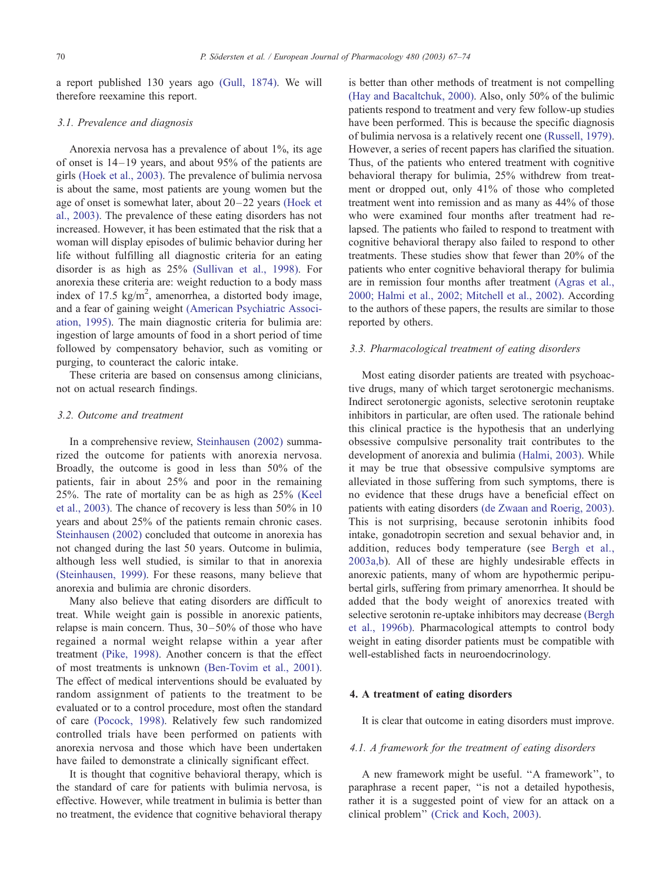a report published 130 years ago (Gull, 1874). We will therefore reexamine this report.

### 3.1. Prevalence and diagnosis

Anorexia nervosa has a prevalence of about 1%, its age of onset is 14–19 years, and about 95% of the patients are girls (Hoek et al., 2003). The prevalence of bulimia nervosa is about the same, most patients are young women but the age of onset is somewhat later, about 20–22 years (Hoek et al., 2003). The prevalence of these eating disorders has not increased. However, it has been estimated that the risk that a woman will display episodes of bulimic behavior during her life without fulfilling all diagnostic criteria for an eating disorder is as high as 25% (Sullivan et al., 1998). For anorexia these criteria are: weight reduction to a body mass index of 17.5 $kg/m^2$, amenorrhea, a distorted body image, and a fear of gaining weight (American Psychiatric Association, 1995). The main diagnostic criteria for bulimia are: ingestion of large amounts of food in a short period of time followed by compensatory behavior, such as vomiting or purging, to counteract the caloric intake.

These criteria are based on consensus among clinicians, not on actual research findings.

### 3.2. Outcome and treatment

In a comprehensive review, Steinhausen (2002) summarized the outcome for patients with anorexia nervosa. Broadly, the outcome is good in less than 50% of the patients, fair in about 25% and poor in the remaining 25%. The rate of mortality can be as high as 25% (Keel et al., 2003). The chance of recovery is less than 50% in 10 years and about 25% of the patients remain chronic cases. Steinhausen (2002) concluded that outcome in anorexia has not changed during the last 50 years. Outcome in bulimia, although less well studied, is similar to that in anorexia (Steinhausen, 1999). For these reasons, many believe that anorexia and bulimia are chronic disorders.

Many also believe that eating disorders are difficult to treat. While weight gain is possible in anorexic patients, relapse is main concern. Thus, 30–50% of those who have regained a normal weight relapse within a year after treatment (Pike, 1998). Another concern is that the effect of most treatments is unknown (Ben-Tovim et al., 2001). The effect of medical interventions should be evaluated by random assignment of patients to the treatment to be evaluated or to a control procedure, most often the standard of care (Pocock, 1998). Relatively few such randomized controlled trials have been performed on patients with anorexia nervosa and those which have been undertaken have failed to demonstrate a clinically significant effect.

It is thought that cognitive behavioral therapy, which is the standard of care for patients with bulimia nervosa, is effective. However, while treatment in bulimia is better than no treatment, the evidence that cognitive behavioral therapy is better than other methods of treatment is not compelling (Hay and Bacaltchuk, 2000). Also, only 50% of the bulimic patients respond to treatment and very few follow-up studies have been performed. This is because the specific diagnosis of bulimia nervosa is a relatively recent one (Russell, 1979). However, a series of recent papers has clarified the situation. Thus, of the patients who entered treatment with cognitive behavioral therapy for bulimia, 25% withdrew from treatment or dropped out, only 41% of those who completed treatment went into remission and as many as 44% of those who were examined four months after treatment had relapsed. The patients who failed to respond to treatment with cognitive behavioral therapy also failed to respond to other treatments. These studies show that fewer than 20% of the patients who enter cognitive behavioral therapy for bulimia are in remission four months after treatment (Agras et al., 2000; Halmi et al., 2002; Mitchell et al., 2002). According to the authors of these papers, the results are similar to those reported by others.

### 3.3. Pharmacological treatment of eating disorders

Most eating disorder patients are treated with psychoactive drugs, many of which target serotonergic mechanisms. Indirect serotonergic agonists, selective serotonin reuptake inhibitors in particular, are often used. The rationale behind this clinical practice is the hypothesis that an underlying obsessive compulsive personality trait contributes to the development of anorexia and bulimia (Halmi, 2003). While it may be true that obsessive compulsive symptoms are alleviated in those suffering from such symptoms, there is no evidence that these drugs have a beneficial effect on patients with eating disorders (de Zwaan and Roerig, 2003). This is not surprising, because serotonin inhibits food intake, gonadotropin secretion and sexual behavior and, in addition, reduces body temperature (see Bergh et al., 2003a,b). All of these are highly undesirable effects in anorexic patients, many of whom are hypothermic peripubertal girls, suffering from primary amenorrhea. It should be added that the body weight of anorexics treated with selective serotonin re-uptake inhibitors may decrease (Bergh et al., 1996b). Pharmacological attempts to control body weight in eating disorder patients must be compatible with well-established facts in neuroendocrinology.

## 4. A treatment of eating disorders

It is clear that outcome in eating disorders must improve.

### 4.1. A framework for the treatment of eating disorders

A new framework might be useful. "A framework", to paraphrase a recent paper, "is not a detailed hypothesis, rather it is a suggested point of view for an attack on a clinical problem" (Crick and Koch, 2003).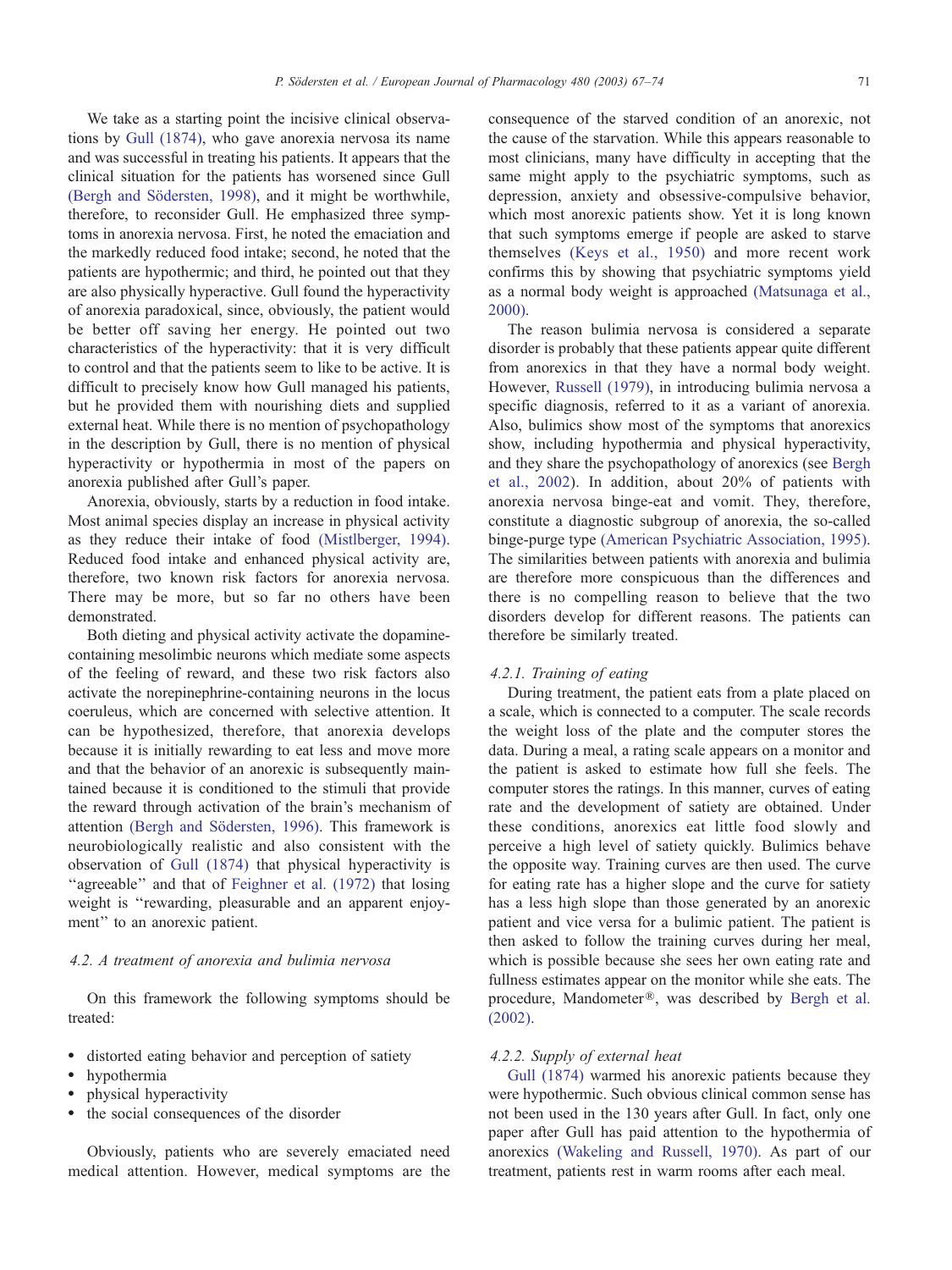We take as a starting point the incisive clinical observations by Gull (1874), who gave anorexia nervosa its name and was successful in treating his patients. It appears that the clinical situation for the patients has worsened since Gull (Bergh and Södersten, 1998), and it might be worthwhile, therefore, to reconsider Gull. He emphasized three symptoms in anorexia nervosa. First, he noted the emaciation and the markedly reduced food intake; second, he noted that the patients are hypothermic; and third, he pointed out that they are also physically hyperactive. Gull found the hyperactivity of anorexia paradoxical, since, obviously, the patient would be better off saving her energy. He pointed out two characteristics of the hyperactivity: that it is very difficult to control and that the patients seem to like to be active. It is difficult to precisely know how Gull managed his patients, but he provided them with nourishing diets and supplied external heat. While there is no mention of psychopathology in the description by Gull, there is no mention of physical hyperactivity or hypothermia in most of the papers on anorexia published after Gull's paper.

Anorexia, obviously, starts by a reduction in food intake. Most animal species display an increase in physical activity as they reduce their intake of food (Mistlberger, 1994). Reduced food intake and enhanced physical activity are, therefore, two known risk factors for anorexia nervosa. There may be more, but so far no others have been demonstrated.

Both dieting and physical activity activate the dopamine-containing mesolimbic neurons which mediate some aspects of the feeling of reward, and these two risk factors also activate the norepinephrine-containing neurons in the locus coeruleus, which are concerned with selective attention. It can be hypothesized, therefore, that anorexia develops because it is initially rewarding to eat less and move more and that the behavior of an anorexic is subsequently maintained because it is conditioned to the stimuli that provide the reward through activation of the brain's mechanism of attention (Bergh and Södersten, 1996). This framework is neurobiologically realistic and also consistent with the observation of Gull (1874) that physical hyperactivity is "agreeable" and that of Feighner et al. (1972) that losing weight is "rewarding, pleasurable and an apparent enjoyment" to an anorexic patient.

### 4.2. A treatment of anorexia and bulimia nervosa

On this framework the following symptoms should be treated:

- distorted eating behavior and perception of satiety
- hypothermia
- physical hyperactivity
- the social consequences of the disorder

Obviously, patients who are severely emaciated need medical attention. However, medical symptoms are the consequence of the starved condition of an anorexic, not the cause of the starvation. While this appears reasonable to most clinicians, many have difficulty in accepting that the same might apply to the psychiatric symptoms, such as depression, anxiety and obsessive-compulsive behavior, which most anorexic patients show. Yet it is long known that such symptoms emerge if people are asked to starve themselves (Keys et al., 1950) and more recent work confirms this by showing that psychiatric symptoms yield as a normal body weight is approached (Matsunaga et al., 2000).

The reason bulimia nervosa is considered a separate disorder is probably that these patients appear quite different from anorexics in that they have a normal body weight. However, Russell (1979), in introducing bulimia nervosa a specific diagnosis, referred to it as a variant of anorexia. Also, bulimics show most of the symptoms that anorexics show, including hypothermia and physical hyperactivity, and they share the psychopathology of anorexics (see Bergh et al., 2002). In addition, about 20% of patients with anorexia nervosa binge-eat and vomit. They, therefore, constitute a diagnostic subgroup of anorexia, the so-called binge-purge type (American Psychiatric Association, 1995). The similarities between patients with anorexia and bulimia are therefore more conspicuous than the differences and there is no compelling reason to believe that the two disorders develop for different reasons. The patients can therefore be similarly treated.

#### 4.2.1. Training of eating

During treatment, the patient eats from a plate placed on a scale, which is connected to a computer. The scale records the weight loss of the plate and the computer stores the data. During a meal, a rating scale appears on a monitor and the patient is asked to estimate how full she feels. The computer stores the ratings. In this manner, curves of eating rate and the development of satiety are obtained. Under these conditions, anorexics eat little food slowly and perceive a high level of satiety quickly. Bulimics behave the opposite way. Training curves are then used. The curve for eating rate has a higher slope and the curve for satiety has a less high slope than those generated by an anorexic patient and vice versa for a bulimic patient. The patient is then asked to follow the training curves during her meal, which is possible because she sees her own eating rate and fullness estimates appear on the monitor while she eats. The procedure, Mandometer®, was described by Bergh et al. (2002).

#### 4.2.2. Supply of external heat

Gull (1874) warmed his anorexic patients because they were hypothermic. Such obvious clinical common sense has not been used in the 130 years after Gull. In fact, only one paper after Gull has paid attention to the hypothermia of anorexics (Wakeling and Russell, 1970). As part of our treatment, patients rest in warm rooms after each meal.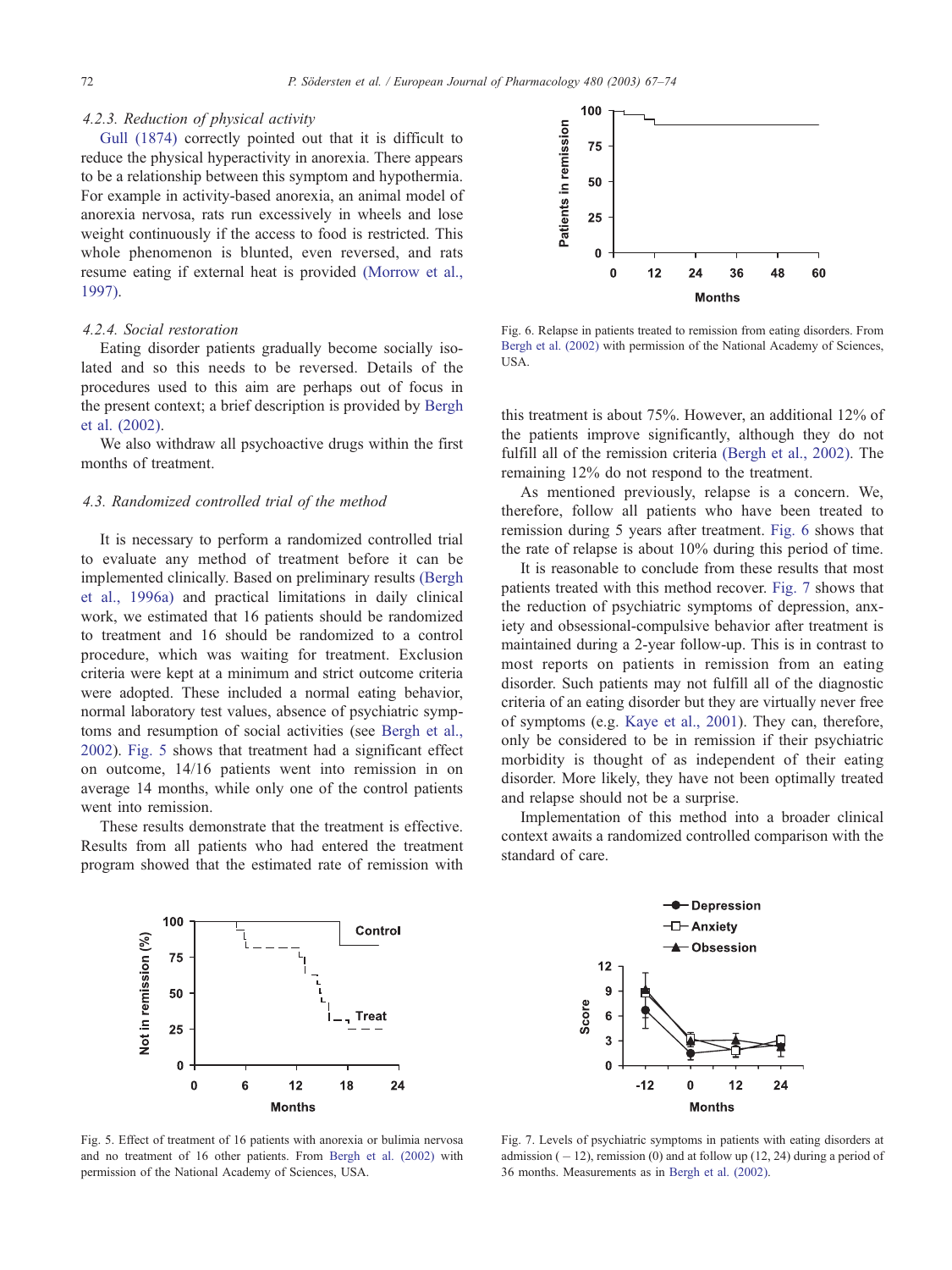#### 4.2.3. Reduction of physical activity

Gull (1874) correctly pointed out that it is difficult to reduce the physical hyperactivity in anorexia. There appears to be a relationship between this symptom and hypothermia. For example in activity-based anorexia, an animal model of anorexia nervosa, rats run excessively in wheels and lose weight continuously if the access to food is restricted. This whole phenomenon is blunted, even reversed, and rats resume eating if external heat is provided (Morrow et al., 1997).

#### 4.2.4. Social restoration

Eating disorder patients gradually become socially isolated and so this needs to be reversed. Details of the procedures used to this aim are perhaps out of focus in the present context; a brief description is provided by Bergh et al. (2002).

We also withdraw all psychoactive drugs within the first months of treatment.

### 4.3. Randomized controlled trial of the method

It is necessary to perform a randomized controlled trial to evaluate any method of treatment before it can be implemented clinically. Based on preliminary results (Bergh et al., 1996a) and practical limitations in daily clinical work, we estimated that 16 patients should be randomized to treatment and 16 should be randomized to a control procedure, which was waiting for treatment. Exclusion criteria were kept at a minimum and strict outcome criteria were adopted. These included a normal eating behavior, normal laboratory test values, absence of psychiatric symptoms and resumption of social activities (see Bergh et al., 2002). Fig. 5 shows that treatment had a significant effect on outcome, 14/16 patients went into remission in on average 14 months, while only one of the control patients went into remission.

These results demonstrate that the treatment is effective. Results from all patients who had entered the treatment program showed that the estimated rate of remission with this treatment is about 75%. However, an additional 12% of the patients improve significantly, although they do not fulfill all of the remission criteria (Bergh et al., 2002). The remaining 12% do not respond to the treatment.

As mentioned previously, relapse is a concern. We, therefore, follow all patients who have been treated to remission during 5 years after treatment. Fig. 6 shows that the rate of relapse is about 10% during this period of time.

It is reasonable to conclude from these results that most patients treated with this method recover. Fig. 7 shows that the reduction of psychiatric symptoms of depression, anxiety and obsessional-compulsive behavior after treatment is maintained during a 2-year follow-up. This is in contrast to most reports on patients in remission from an eating disorder. Such patients may not fulfill all of the diagnostic criteria of an eating disorder but they are virtually never free of symptoms (e.g. Kaye et al., 2001). They can, therefore, only be considered to be in remission if their psychiatric morbidity is thought of as independent of their eating disorder. More likely, they have not been optimally treated and relapse should not be a surprise.

Implementation of this method into a broader clinical context awaits a randomized controlled comparison with the standard of care.

Fig. 6. Relapse in patients treated to remission from eating disorders. From Bergh et al. (2002) with permission of the National Academy of Sciences, USA.

Fig. 5. Effect of treatment of 16 patients with anorexia or bulimia nervosa and no treatment of 16 other patients. From Bergh et al. (2002) with permission of the National Academy of Sciences, USA.

Fig. 7. Levels of psychiatric symptoms in patients with eating disorders at admission (−12), remission (0) and at follow up (12, 24) during a period of 36 months. Measurements as in Bergh et al. (2002).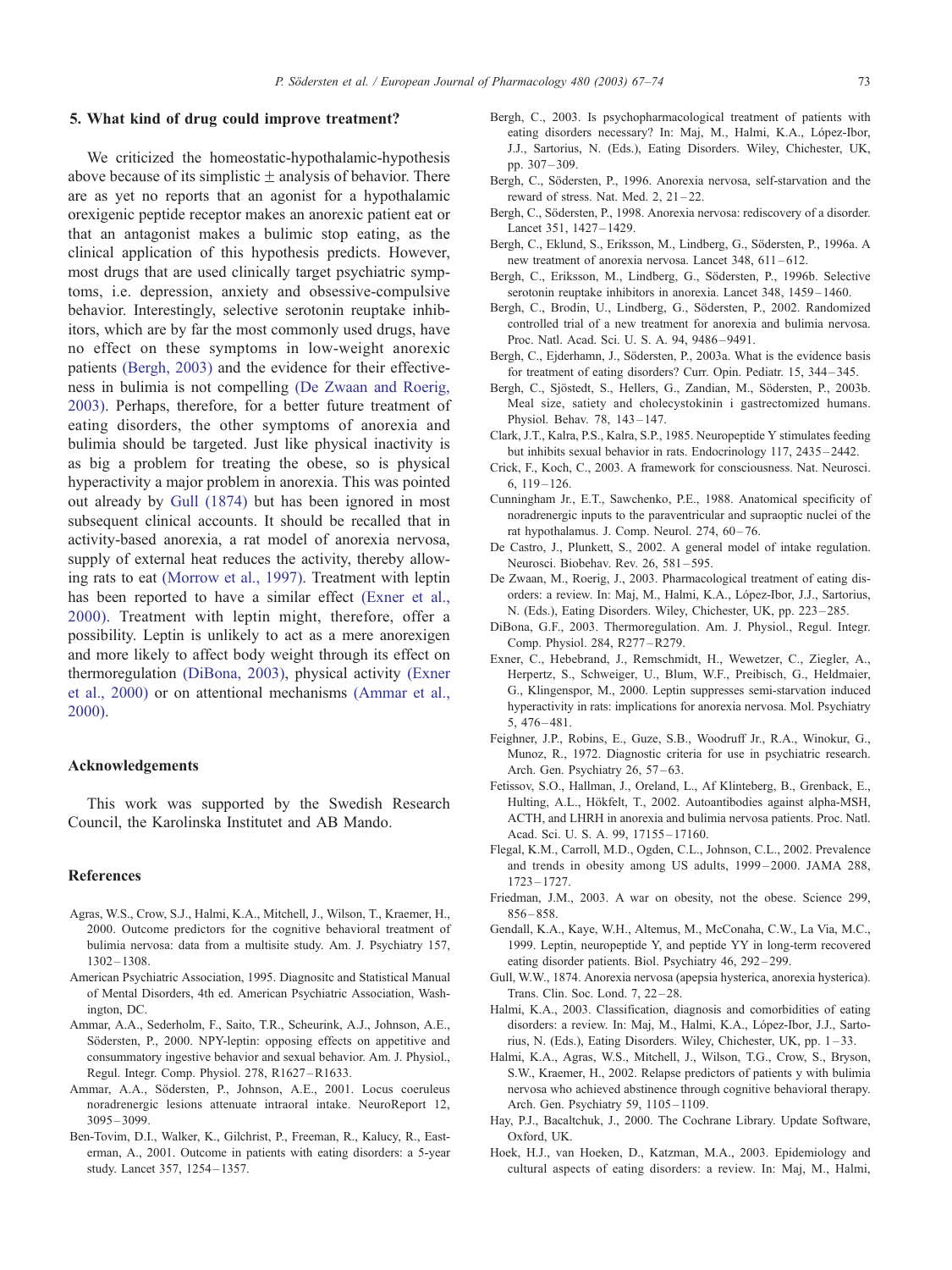## 5. What kind of drug could improve treatment?

We criticized the homeostatic-hypothalamic-hypothesis above because of its simplistic ± analysis of behavior. There are as yet no reports that an agonist for a hypothalamic orexigenic peptide receptor makes an anorexic patient eat or that an antagonist makes a bulimic stop eating, as the clinical application of this hypothesis predicts. However, most drugs that are used clinically target psychiatric symptoms, i.e. depression, anxiety and obsessive-compulsive behavior. Interestingly, selective serotonin reuptake inhibitors, which are by far the most commonly used drugs, have no effect on these symptoms in low-weight anorexic patients (Bergh, 2003) and the evidence for their effectiveness in bulimia is not compelling (De Zwaan and Roerig, 2003). Perhaps, therefore, for a better future treatment of eating disorders, the other symptoms of anorexia and bulimia should be targeted. Just like physical inactivity is as big a problem for treating the obese, so is physical hyperactivity a major problem in anorexia. This was pointed out already by Gull (1874) but has been ignored in most subsequent clinical accounts. It should be recalled that in activity-based anorexia, a rat model of anorexia nervosa, supply of external heat reduces the activity, thereby allowing rats to eat (Morrow et al., 1997). Treatment with leptin has been reported to have a similar effect (Exner et al., 2000). Treatment with leptin might, therefore, offer a possibility. Leptin is unlikely to act as a mere anorexigen and more likely to affect body weight through its effect on thermoregulation (DiBona, 2003), physical activity (Exner et al., 2000) or on attentional mechanisms (Ammar et al., 2000).

## Acknowledgements

This work was supported by the Swedish Research Council, the Karolinska Institutet and AB Mando.

## References

Agras, W.S., Crow, S.J., Halmi, K.A., Mitchell, J., Wilson, T., Kraemer, H., 2000. Outcome predictors for the cognitive behavioral treatment of bulimia nervosa: data from a multisite study. Am. J. Psychiatry 157, 1302–1308.

American Psychiatric Association, 1995. Diagnositc and Statistical Manual of Mental Disorders, 4th ed. American Psychiatric Association, Washington, DC.

Ammar, A.A., Sederholm, F., Saito, T.R., Scheurink, A.J., Johnson, A.E., Södersten, P., 2000. NPY-leptin: opposing effects on appetitive and consummatory ingestive behavior and sexual behavior. Am. J. Physiol., Regul. Integr. Comp. Physiol. 278, R1627–R1633.

Ammar, A.A., Södersten, P., Johnson, A.E., 2001. Locus coeruleus noradrenergic lesions attenuate intraoral intake. NeuroReport 12, 3095–3099.

Ben-Tovim, D.I., Walker, K., Gilchrist, P., Freeman, R., Kalucy, R., Esterman, A., 2001. Outcome in patients with eating disorders: a 5-year study. Lancet 357, 1254–1357.

Bergh, C., 2003. Is psychopharmacological treatment of patients with eating disorders necessary? In: Maj, M., Halmi, K.A., López-Ibor, J.J., Sartorius, N. (Eds.), Eating Disorders. Wiley, Chichester, UK, pp. 307–309.

Bergh, C., Södersten, P., 1996. Anorexia nervosa, self-starvation and the reward of stress. Nat. Med. 2, 21–22.

Bergh, C., Södersten, P., 1998. Anorexia nervosa: rediscovery of a disorder. Lancet 351, 1427–1429.

Bergh, C., Eklund, S., Eriksson, M., Lindberg, G., Södersten, P., 1996a. A new treatment of anorexia nervosa. Lancet 348, 611–612.

Bergh, C., Eriksson, M., Lindberg, G., Södersten, P., 1996b. Selective serotonin reuptake inhibitors in anorexia. Lancet 348, 1459–1460.

Bergh, C., Brodin, U., Lindberg, G., Södersten, P., 2002. Randomized controlled trial of a new treatment for anorexia and bulimia nervosa. Proc. Natl. Acad. Sci. U. S. A. 94, 9486–9491.

Bergh, C., Ejderhamn, J., Södersten, P., 2003a. What is the evidence basis for treatment of eating disorders? Curr. Opin. Pediatr. 15, 344–345.

Bergh, C., Sjöstedt, S., Hellers, G., Zandian, M., Södersten, P., 2003b. Meal size, satiety and cholecystokinin i gastrectomized humans. Physiol. Behav. 78, 143–147.

Clark, J.T., Kalra, P.S., Kalra, S.P., 1985. Neuropeptide Y stimulates feeding but inhibits sexual behavior in rats. Endocrinology 117, 2435–2442.

Crick, F., Koch, C., 2003. A framework for consciousness. Nat. Neurosci. 6, 119–126.

Cunningham Jr., E.T., Sawchenko, P.E., 1988. Anatomical specificity of noradrenergic inputs to the paraventricular and supraoptic nuclei of the rat hypothalamus. J. Comp. Neurol. 274, 60–76.

De Castro, J., Plunkett, S., 2002. A general model of intake regulation. Neurosci. Biobehav. Rev. 26, 581–595.

De Zwaan, M., Roerig, J., 2003. Pharmacological treatment of eating disorders: a review. In: Maj, M., Halmi, K.A., López-Ibor, J.J., Sartorius, N. (Eds.), Eating Disorders. Wiley, Chichester, UK, pp. 223–285.

DiBona, G.F., 2003. Thermoregulation. Am. J. Physiol., Regul. Integr. Comp. Physiol. 284, R277–R279.

Exner, C., Hebebrand, J., Remschmidt, H., Wewetzer, C., Ziegler, A., Herpertz, S., Schweiger, U., Blum, W.F., Preibisch, G., Heldmaier, G., Klingenspor, M., 2000. Leptin suppresses semi-starvation induced hyperactivity in rats: implications for anorexia nervosa. Mol. Psychiatry 5, 476–481.

Feighner, J.P., Robins, E., Guze, S.B., Woodruff Jr., R.A., Winokur, G., Munoz, R., 1972. Diagnostic criteria for use in psychiatric research. Arch. Gen. Psychiatry 26, 57–63.

Fetissov, S.O., Hallman, J., Oreland, L., Af Klinteberg, B., Grenback, E., Hulting, A.L., Hökfelt, T., 2002. Autoantibodies against alpha-MSH, ACTH, and LHRH in anorexia and bulimia nervosa patients. Proc. Natl. Acad. Sci. U. S. A. 99, 17155–17160.

Flegal, K.M., Carroll, M.D., Ogden, C.L., Johnson, C.L., 2002. Prevalence and trends in obesity among US adults, 1999–2000. JAMA 288, 1723–1727.

Friedman, J.M., 2003. A war on obesity, not the obese. Science 299, 856–858.

Gendall, K.A., Kaye, W.H., Altemus, M., McConaha, C.W., La Via, M.C., 1999. Leptin, neuropeptide Y, and peptide YY in long-term recovered eating disorder patients. Biol. Psychiatry 46, 292–299.

Gull, W.W., 1874. Anorexia nervosa (apepsia hysterica, anorexia hysterica). Trans. Clin. Soc. Lond. 7, 22–28.

Halmi, K.A., 2003. Classification, diagnosis and comorbidities of eating disorders: a review. In: Maj, M., Halmi, K.A., López-Ibor, J.J., Sartorius, N. (Eds.), Eating Disorders. Wiley, Chichester, UK, pp. 1–33.

Halmi, K.A., Agras, W.S., Mitchell, J., Wilson, T.G., Crow, S., Bryson, S.W., Kraemer, H., 2002. Relapse predictors of patients y with bulimia nervosa who achieved abstinence through cognitive behavioral therapy. Arch. Gen. Psychiatry 59, 1105–1109.

Hay, P.J., Bacaltchuk, J., 2000. The Cochrane Library. Update Software, Oxford, UK.

Hoek, H.J., van Hoeken, D., Katzman, M.A., 2003. Epidemiology and cultural aspects of eating disorders: a review. In: Maj, M., Halmi,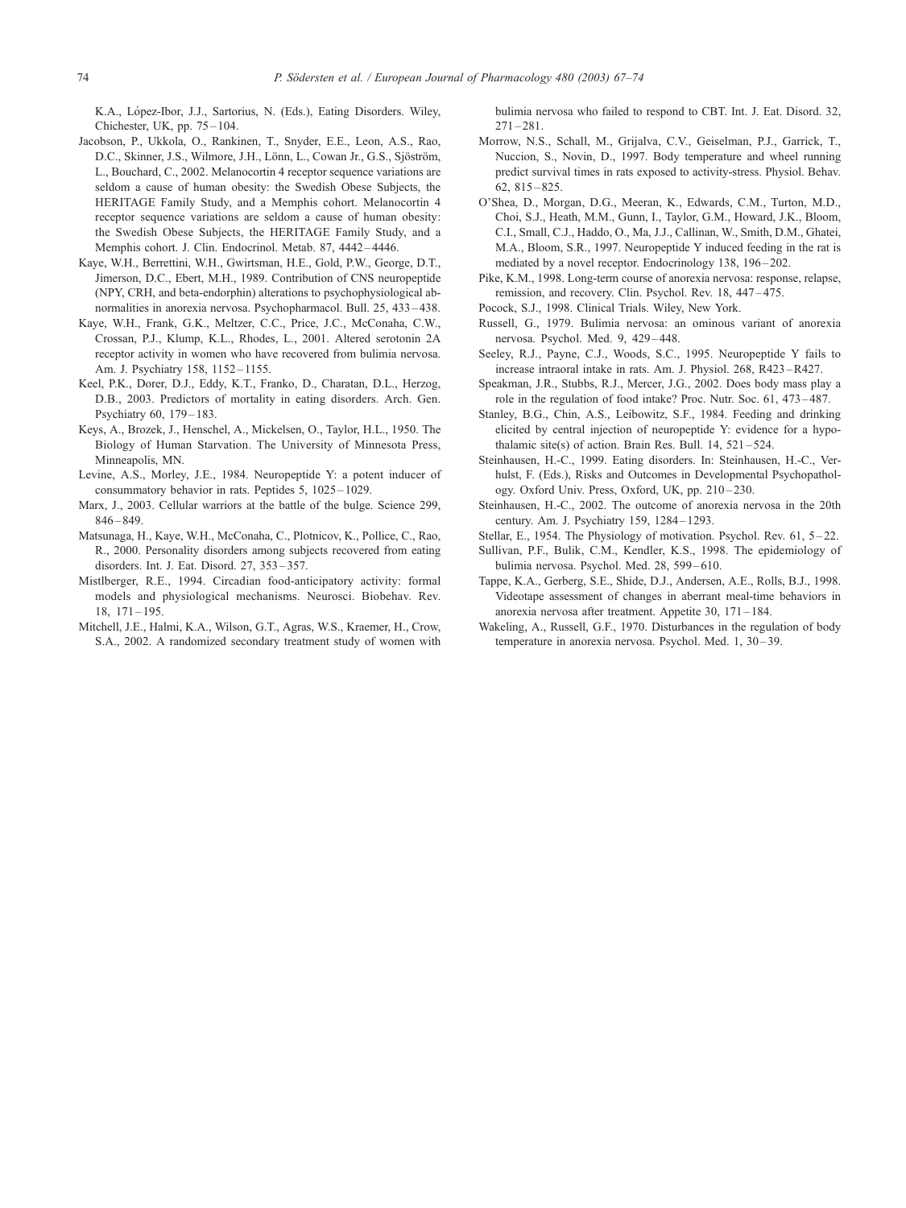K.A., López-Ibor, J.J., Sartorius, N. (Eds.), Eating Disorders. Wiley, Chichester, UK, pp. 75–104.

Jacobson, P., Ukkola, O., Rankinen, T., Snyder, E.E., Leon, A.S., Rao, D.C., Skinner, J.S., Wilmore, J.H., Lönn, L., Cowan Jr., G.S., Sjöström, L., Bouchard, C., 2002. Melanocortin 4 receptor sequence variations are seldom a cause of human obesity: the Swedish Obese Subjects, the HERITAGE Family Study, and a Memphis cohort. Melanocortin 4 receptor sequence variations are seldom a cause of human obesity: the Swedish Obese Subjects, the HERITAGE Family Study, and a Memphis cohort. J. Clin. Endocrinol. Metab. 87, 4442–4446.

Kaye, W.H., Berrettini, W.H., Gwirtsman, H.E., Gold, P.W., George, D.T., Jimerson, D.C., Ebert, M.H., 1989. Contribution of CNS neuropeptide (NPY, CRH, and beta-endorphin) alterations to psychophysiological abnormalities in anorexia nervosa. Psychopharmacol. Bull. 25, 433–438.

Kaye, W.H., Frank, G.K., Meltzer, C.C., Price, J.C., McConaha, C.W., Crossan, P.J., Klump, K.L., Rhodes, L., 2001. Altered serotonin 2A receptor activity in women who have recovered from bulimia nervosa. Am. J. Psychiatry 158, 1152–1155.

Keel, P.K., Dorer, D.J., Eddy, K.T., Franko, D., Charatan, D.L., Herzog, D.B., 2003. Predictors of mortality in eating disorders. Arch. Gen. Psychiatry 60, 179–183.

Keys, A., Brozek, J., Henschel, A., Mickelsen, O., Taylor, H.L., 1950. The Biology of Human Starvation. The University of Minnesota Press, Minneapolis, MN.

Levine, A.S., Morley, J.E., 1984. Neuropeptide Y: a potent inducer of consummatory behavior in rats. Peptides 5, 1025–1029.

Marx, J., 2003. Cellular warriors at the battle of the bulge. Science 299, 846–849.

Matsunaga, H., Kaye, W.H., McConaha, C., Plotnicov, K., Pollice, C., Rao, R., 2000. Personality disorders among subjects recovered from eating disorders. Int. J. Eat. Disord. 27, 353–357.

Mistlberger, R.E., 1994. Circadian food-anticipatory activity: formal models and physiological mechanisms. Neurosci. Biobehav. Rev. 18, 171–195.

Mitchell, J.E., Halmi, K.A., Wilson, G.T., Agras, W.S., Kraemer, H., Crow, S.A., 2002. A randomized secondary treatment study of women with bulimia nervosa who failed to respond to CBT. Int. J. Eat. Disord. 32, 271–281.

Morrow, N.S., Schall, M., Grijalva, C.V., Geiselman, P.J., Garrick, T., Nuccion, S., Novin, D., 1997. Body temperature and wheel running predict survival times in rats exposed to activity-stress. Physiol. Behav. 62, 815–825.

O'Shea, D., Morgan, D.G., Meeran, K., Edwards, C.M., Turton, M.D., Choi, S.J., Heath, M.M., Gunn, I., Taylor, G.M., Howard, J.K., Bloom, C.I., Small, C.J., Haddo, O., Ma, J.J., Callinan, W., Smith, D.M., Ghatei, M.A., Bloom, S.R., 1997. Neuropeptide Y induced feeding in the rat is mediated by a novel receptor. Endocrinology 138, 196–202.

Pike, K.M., 1998. Long-term course of anorexia nervosa: response, relapse, remission, and recovery. Clin. Psychol. Rev. 18, 447–475.

Pocock, S.J., 1998. Clinical Trials. Wiley, New York.

Russell, G., 1979. Bulimia nervosa: an ominous variant of anorexia nervosa. Psychol. Med. 9, 429–448.

Seeley, R.J., Payne, C.J., Woods, S.C., 1995. Neuropeptide Y fails to increase intraoral intake in rats. Am. J. Physiol. 268, R423–R427.

Speakman, J.R., Stubbs, R.J., Mercer, J.G., 2002. Does body mass play a role in the regulation of food intake? Proc. Nutr. Soc. 61, 473–487.

Stanley, B.G., Chin, A.S., Leibowitz, S.F., 1984. Feeding and drinking elicited by central injection of neuropeptide Y: evidence for a hypothalamic site(s) of action. Brain Res. Bull. 14, 521–524.

Steinhausen, H.-C., 1999. Eating disorders. In: Steinhausen, H.-C., Verhulst, F. (Eds.), Risks and Outcomes in Developmental Psychopathology. Oxford Univ. Press, Oxford, UK, pp. 210–230.

Steinhausen, H.-C., 2002. The outcome of anorexia nervosa in the 20th century. Am. J. Psychiatry 159, 1284–1293.

Stellar, E., 1954. The Physiology of motivation. Psychol. Rev. 61, 5–22.

Sullivan, P.F., Bulik, C.M., Kendler, K.S., 1998. The epidemiology of bulimia nervosa. Psychol. Med. 28, 599–610.

Tappe, K.A., Gerberg, S.E., Shide, D.J., Andersen, A.E., Rolls, B.J., 1998. Videotape assessment of changes in aberrant meal-time behaviors in anorexia nervosa after treatment. Appetite 30, 171–184.

Wakeling, A., Russell, G.F., 1970. Disturbances in the regulation of body temperature in anorexia nervosa. Psychol. Med. 1, 30–39.